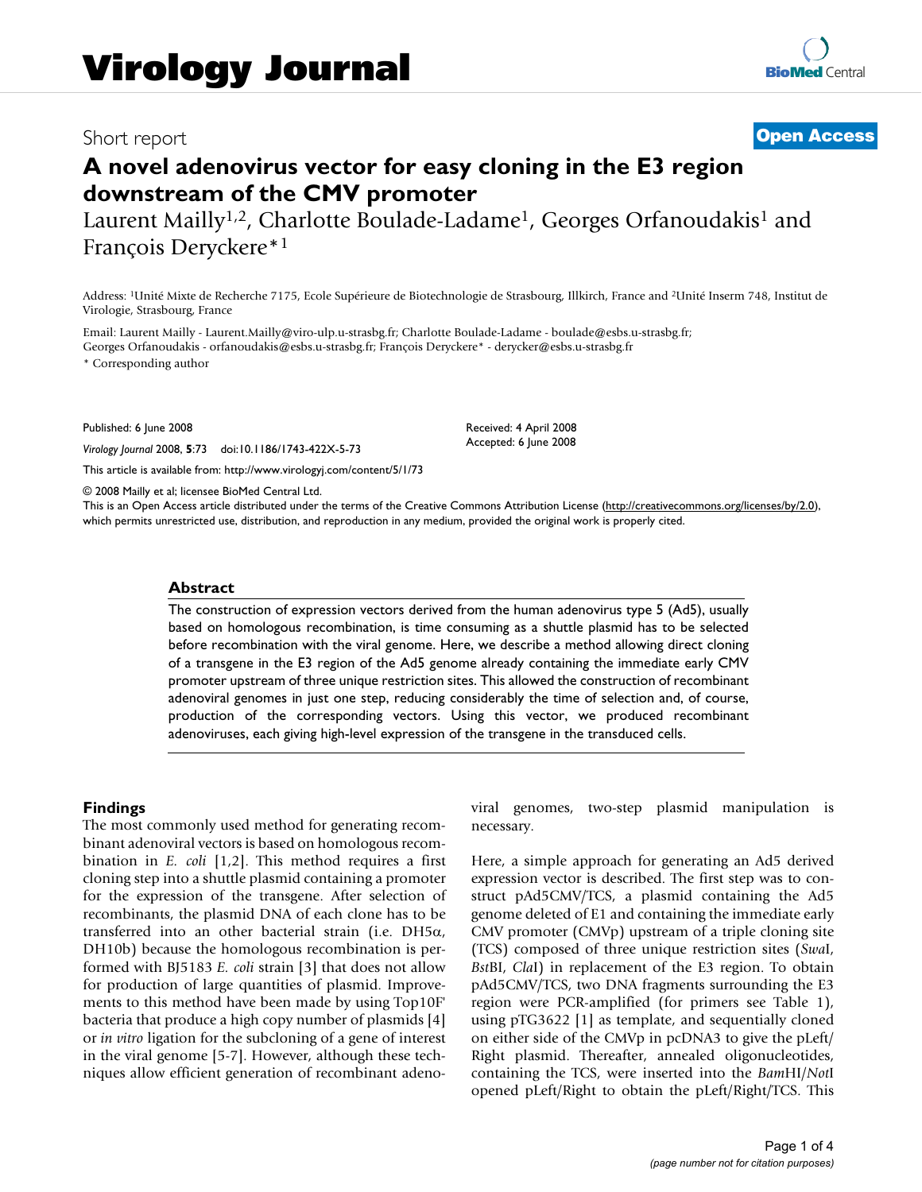Short report

**Open Access**

# A novel adenovirus vector for easy cloning in the E3 region downstream of the CMV promoter

Laurent Mailly[1,2], Charlotte Boulade-Ladame[1], Georges Orfanoudakis[1] and François Deryckere*[1]

Address: [1]Unité Mixte de Recherche 7175, Ecole Supérieure de Biotechnologie de Strasbourg, Illkirch, France and [2]Unité Inserm 748, Institut de Virologie, Strasbourg, France

Email: Laurent Mailly - Laurent.Mailly@viro-ulp.u-strasbg.fr; Charlotte Boulade-Ladame - boulade@esbs.u-strasbg.fr; Georges Orfanoudakis - orfanoudakis@esbs.u-strasbg.fr; François Deryckere* - derycker@esbs.u-strasbg.fr

* Corresponding author

Published: 6 June 2008

*Virology Journal* 2008, **5**:73 doi:10.1186/1743-422X-5-73

Received: 4 April 2008
Accepted: 6 June 2008

This article is available from: http://www.virologyj.com/content/5/1/73

© 2008 Mailly et al; licensee BioMed Central Ltd.
This is an Open Access article distributed under the terms of the Creative Commons Attribution License (http://creativecommons.org/licenses/by/2.0), which permits unrestricted use, distribution, and reproduction in any medium, provided the original work is properly cited.

## Abstract

The construction of expression vectors derived from the human adenovirus type 5 (Ad5), usually based on homologous recombination, is time consuming as a shuttle plasmid has to be selected before recombination with the viral genome. Here, we describe a method allowing direct cloning of a transgene in the E3 region of the Ad5 genome already containing the immediate early CMV promoter upstream of three unique restriction sites. This allowed the construction of recombinant adenoviral genomes in just one step, reducing considerably the time of selection and, of course, production of the corresponding vectors. Using this vector, we produced recombinant adenoviruses, each giving high-level expression of the transgene in the transduced cells.

## Findings

The most commonly used method for generating recombinant adenoviral vectors is based on homologous recombination in *E. coli* [1,2]. This method requires a first cloning step into a shuttle plasmid containing a promoter for the expression of the transgene. After selection of recombinants, the plasmid DNA of each clone has to be transferred into an other bacterial strain (i.e. DH5α, DH10b) because the homologous recombination is performed with BJ5183 *E. coli* strain [3] that does not allow for production of large quantities of plasmid. Improvements to this method have been made by using Top10F' bacteria that produce a high copy number of plasmids [4] or *in vitro* ligation for the subcloning of a gene of interest in the viral genome [5-7]. However, although these techniques allow efficient generation of recombinant adenoviral genomes, two-step plasmid manipulation is necessary.

Here, a simple approach for generating an Ad5 derived expression vector is described. The first step was to construct pAd5CMV/TCS, a plasmid containing the Ad5 genome deleted of E1 and containing the immediate early CMV promoter (CMVp) upstream of a triple cloning site (TCS) composed of three unique restriction sites (*Swa*I, *Bst*BI, *Cla*I) in replacement of the E3 region. To obtain pAd5CMV/TCS, two DNA fragments surrounding the E3 region were PCR-amplified (for primers see Table 1), using pTG3622 [1] as template, and sequentially cloned on either side of the CMVp in pcDNA3 to give the pLeft/Right plasmid. Thereafter, annealed oligonucleotides, containing the TCS, were inserted into the *Bam*HI/*Not*I opened pLeft/Right to obtain the pLeft/Right/TCS. This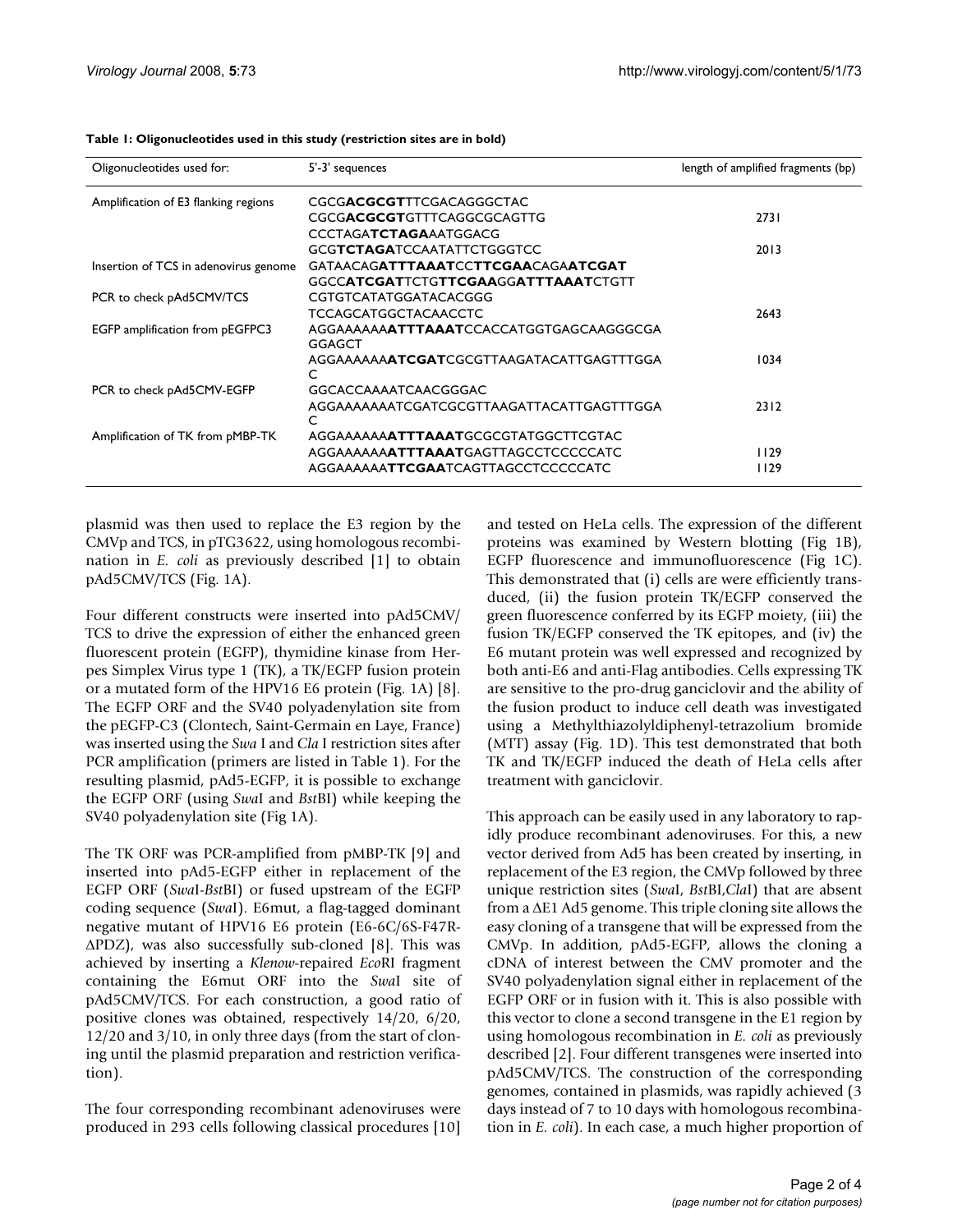**Table 1: Oligonucleotides used in this study (restriction sites are in bold)**

| Oligonucleotides used for: | 5'-3' sequences | length of amplified fragments (bp) |
| --- | --- | --- |
| Amplification of E3 flanking regions | CGCG**ACGCGT**TTCGACAGGGCTAC | |
| | CGCG**ACGCGT**GTTTCAGGCGCAGTTG | 2731 |
| | CCCTAGA**TCTAGA**AATGGACG | |
| | GCG**TCTAGA**TCCAATATTCTGGGTCC | 2013 |
| Insertion of TCS in adenovirus genome | GATAACAG**ATTTAAAT**CC**TTCGAA**CAGA**ATCGAT** | |
| | GGCC**ATCGAT**TCTG**TTCGAA**GG**ATTTAAAT**CTGTT | |
| PCR to check pAd5CMV/TCS | CGTGTCATATGGATACACGGG | |
| | TCCAGCATGGCTACAACCTC | 2643 |
| EGFP amplification from pEGFPC3 | AGGAAAAAA**ATTTAAAT**CCACCATGGTGAGCAAGGGCGAGGAGCT | |
| | AGGAAAAAA**ATCGAT**CGCGTTAAGATACATTGAGTTTGGAC | 1034 |
| PCR to check pAd5CMV-EGFP | GGCACCAAAATCAACGGGAC | |
| | AGGAAAAAAATCGATCGCGTTAAGATTACATTGAGTTTGGAC | 2312 |
| Amplification of TK from pMBP-TK | AGGAAAAAA**ATTTAAAT**GCGCGTATGGCTTCGTAC | |
| | AGGAAAAAA**ATTTAAAT**GAGTTAGCCTCCCCCATC | 1129 |
| | AGGAAAAAA**TTCGAA**TCAGTTAGCCTCCCCCATC | 1129 |

plasmid was then used to replace the E3 region by the CMVp and TCS, in pTG3622, using homologous recombination in *E. coli* as previously described [1] to obtain pAd5CMV/TCS (Fig. 1A).

Four different constructs were inserted into pAd5CMV/TCS to drive the expression of either the enhanced green fluorescent protein (EGFP), thymidine kinase from Herpes Simplex Virus type 1 (TK), a TK/EGFP fusion protein or a mutated form of the HPV16 E6 protein (Fig. 1A) [8]. The EGFP ORF and the SV40 polyadenylation site from the pEGFP-C3 (Clontech, Saint-Germain en Laye, France) was inserted using the *Swa* I and *Cla* I restriction sites after PCR amplification (primers are listed in Table 1). For the resulting plasmid, pAd5-EGFP, it is possible to exchange the EGFP ORF (using *Swa*I and *Bst*BI) while keeping the SV40 polyadenylation site (Fig 1A).

The TK ORF was PCR-amplified from pMBP-TK [9] and inserted into pAd5-EGFP either in replacement of the EGFP ORF (*Swa*I-*Bst*BI) or fused upstream of the EGFP coding sequence (*Swa*I). E6mut, a flag-tagged dominant negative mutant of HPV16 E6 protein (E6-6C/6S-F47R-ΔPDZ), was also successfully sub-cloned [8]. This was achieved by inserting a *Klenow*-repaired *Eco*RI fragment containing the E6mut ORF into the *Swa*I site of pAd5CMV/TCS. For each construction, a good ratio of positive clones was obtained, respectively 14/20, 6/20, 12/20 and 3/10, in only three days (from the start of cloning until the plasmid preparation and restriction verification).

The four corresponding recombinant adenoviruses were produced in 293 cells following classical procedures [10] and tested on HeLa cells. The expression of the different proteins was examined by Western blotting (Fig 1B), EGFP fluorescence and immunofluorescence (Fig 1C). This demonstrated that (i) cells are were efficiently transduced, (ii) the fusion protein TK/EGFP conserved the green fluorescence conferred by its EGFP moiety, (iii) the fusion TK/EGFP conserved the TK epitopes, and (iv) the E6 mutant protein was well expressed and recognized by both anti-E6 and anti-Flag antibodies. Cells expressing TK are sensitive to the pro-drug ganciclovir and the ability of the fusion product to induce cell death was investigated using a Methylthiazolyldiphenyl-tetrazolium bromide (MTT) assay (Fig. 1D). This test demonstrated that both TK and TK/EGFP induced the death of HeLa cells after treatment with ganciclovir.

This approach can be easily used in any laboratory to rapidly produce recombinant adenoviruses. For this, a new vector derived from Ad5 has been created by inserting, in replacement of the E3 region, the CMVp followed by three unique restriction sites (*Swa*I, *Bst*BI,*Cla*I) that are absent from a ΔE1 Ad5 genome. This triple cloning site allows the easy cloning of a transgene that will be expressed from the CMVp. In addition, pAd5-EGFP, allows the cloning a cDNA of interest between the CMV promoter and the SV40 polyadenylation signal either in replacement of the EGFP ORF or in fusion with it. This is also possible with this vector to clone a second transgene in the E1 region by using homologous recombination in *E. coli* as previously described [2]. Four different transgenes were inserted into pAd5CMV/TCS. The construction of the corresponding genomes, contained in plasmids, was rapidly achieved (3 days instead of 7 to 10 days with homologous recombination in *E. coli*). In each case, a much higher proportion of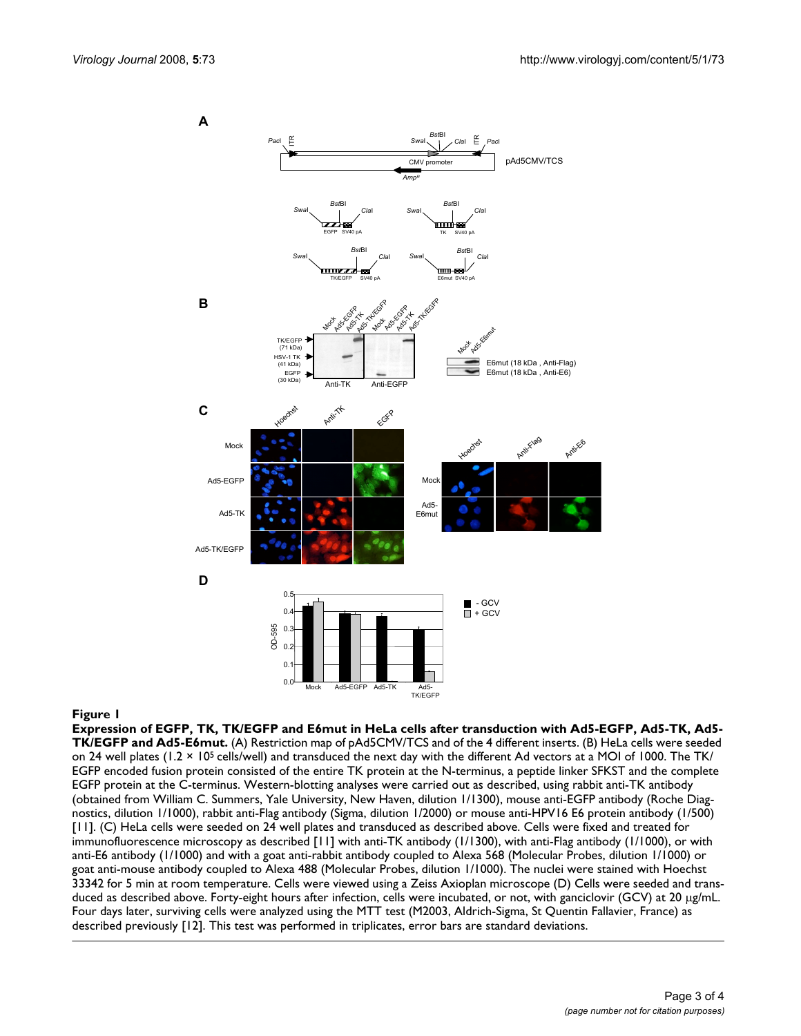**Figure 1**

**Expression of EGFP, TK, TK/EGFP and E6mut in HeLa cells after transduction with Ad5-EGFP, Ad5-TK, Ad5-TK/EGFP and Ad5-E6mut.** (A) Restriction map of pAd5CMV/TCS and of the 4 different inserts. (B) HeLa cells were seeded on 24 well plates ($1.2 \times 10^5$ cells/well) and transduced the next day with the different Ad vectors at a MOI of 1000. The TK/EGFP encoded fusion protein consisted of the entire TK protein at the N-terminus, a peptide linker SFKST and the complete EGFP protein at the C-terminus. Western-blotting analyses were carried out as described, using rabbit anti-TK antibody (obtained from William C. Summers, Yale University, New Haven, dilution 1/1300), mouse anti-EGFP antibody (Roche Diagnostics, dilution 1/1000), rabbit anti-Flag antibody (Sigma, dilution 1/2000) or mouse anti-HPV16 E6 protein antibody (1/500) [11]. (C) HeLa cells were seeded on 24 well plates and transduced as described above. Cells were fixed and treated for immunofluorescence microscopy as described [11] with anti-TK antibody (1/1300), with anti-Flag antibody (1/1000), or with anti-E6 antibody (1/1000) and with a goat anti-rabbit antibody coupled to Alexa 568 (Molecular Probes, dilution 1/1000) or goat anti-mouse antibody coupled to Alexa 488 (Molecular Probes, dilution 1/1000). The nuclei were stained with Hoechst 33342 for 5 min at room temperature. Cells were viewed using a Zeiss Axioplan microscope (D) Cells were seeded and transduced as described above. Forty-eight hours after infection, cells were incubated, or not, with ganciclovir (GCV) at 20 μg/mL. Four days later, surviving cells were analyzed using the MTT test (M2003, Aldrich-Sigma, St Quentin Fallavier, France) as described previously [12]. This test was performed in triplicates, error bars are standard deviations.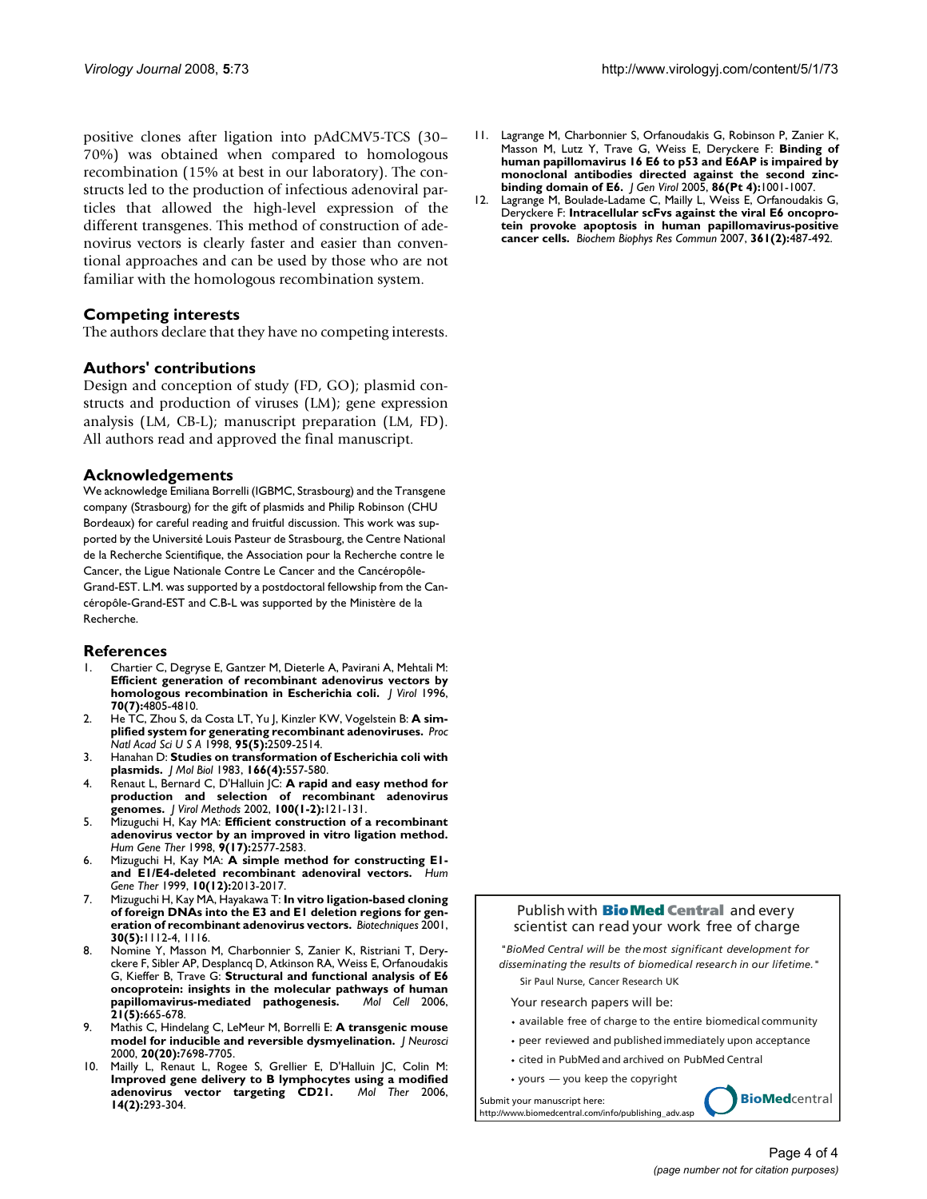positive clones after ligation into pAdCMV5-TCS (30–70%) was obtained when compared to homologous recombination (15% at best in our laboratory). The constructs led to the production of infectious adenoviral particles that allowed the high-level expression of the different transgenes. This method of construction of adenovirus vectors is clearly faster and easier than conventional approaches and can be used by those who are not familiar with the homologous recombination system.

## Competing interests

The authors declare that they have no competing interests.

## Authors' contributions

Design and conception of study (FD, GO); plasmid constructs and production of viruses (LM); gene expression analysis (LM, CB-L); manuscript preparation (LM, FD). All authors read and approved the final manuscript.

## Acknowledgements

We acknowledge Emiliana Borrelli (IGBMC, Strasbourg) and the Transgene company (Strasbourg) for the gift of plasmids and Philip Robinson (CHU Bordeaux) for careful reading and fruitful discussion. This work was supported by the Université Louis Pasteur de Strasbourg, the Centre National de la Recherche Scientifique, the Association pour la Recherche contre le Cancer, the Ligue Nationale Contre Le Cancer and the Cancéropôle-Grand-EST. L.M. was supported by a postdoctoral fellowship from the Cancéropôle-Grand-EST and C.B-L was supported by the Ministère de la Recherche.

## References

1. Chartier C, Degryse E, Gantzer M, Dieterle A, Pavirani A, Mehtali M: **Efficient generation of recombinant adenovirus vectors by homologous recombination in Escherichia coli.** *J Virol* 1996, **70(7):**4805-4810.
2. He TC, Zhou S, da Costa LT, Yu J, Kinzler KW, Vogelstein B: **A simplified system for generating recombinant adenoviruses.** *Proc Natl Acad Sci U S A* 1998, **95(5):**2509-2514.
3. Hanahan D: **Studies on transformation of Escherichia coli with plasmids.** *J Mol Biol* 1983, **166(4):**557-580.
4. Renaut L, Bernard C, D'Halluin JC: **A rapid and easy method for production and selection of recombinant adenovirus genomes.** *J Virol Methods* 2002, **100(1-2):**121-131.
5. Mizuguchi H, Kay MA: **Efficient construction of a recombinant adenovirus vector by an improved in vitro ligation method.** *Hum Gene Ther* 1998, **9(17):**2577-2583.
6. Mizuguchi H, Kay MA: **A simple method for constructing E1- and E1/E4-deleted recombinant adenoviral vectors.** *Hum Gene Ther* 1999, **10(12):**2013-2017.
7. Mizuguchi H, Kay MA, Hayakawa T: **In vitro ligation-based cloning of foreign DNAs into the E3 and E1 deletion regions for generation of recombinant adenovirus vectors.** *Biotechniques* 2001, **30(5):**1112-4, 1116.
8. Nomine Y, Masson M, Charbonnier S, Zanier K, Ristriani T, Deryckere F, Sibler AP, Desplancq D, Atkinson RA, Weiss E, Orfanoudakis G, Kieffer B, Trave G: **Structural and functional analysis of E6 oncoprotein: insights in the molecular pathways of human papillomavirus-mediated pathogenesis.** *Mol Cell* 2006, **21(5):**665-678.
9. Mathis C, Hindelang C, LeMeur M, Borrelli E: **A transgenic mouse model for inducible and reversible dysmyelination.** *J Neurosci* 2000, **20(20):**7698-7705.
10. Mailly L, Renaut L, Rogee S, Grellier E, D'Halluin JC, Colin M: **Improved gene delivery to B lymphocytes using a modified adenovirus vector targeting CD21.** *Mol Ther* 2006, **14(2):**293-304.
11. Lagrange M, Charbonnier S, Orfanoudakis G, Robinson P, Zanier K, Masson M, Lutz Y, Trave G, Weiss E, Deryckere F: **Binding of human papillomavirus 16 E6 to p53 and E6AP is impaired by monoclonal antibodies directed against the second zinc-binding domain of E6.** *J Gen Virol* 2005, **86(Pt 4):**1001-1007.
12. Lagrange M, Boulade-Ladame C, Mailly L, Weiss E, Orfanoudakis G, Deryckere F: **Intracellular scFvs against the viral E6 oncoprotein provoke apoptosis in human papillomavirus-positive cancer cells.** *Biochem Biophys Res Commun* 2007, **361(2):**487-492.

Publish with **BioMed Central** and every scientist can read your work free of charge

*"BioMed Central will be the most significant development for disseminating the results of biomedical research in our lifetime."*
Sir Paul Nurse, Cancer Research UK

Your research papers will be:

- available free of charge to the entire biomedical community
- peer reviewed and published immediately upon acceptance
- cited in PubMed and archived on PubMed Central
- yours — you keep the copyright

Submit your manuscript here:
http://www.biomedcentral.com/info/publishing_adv.asp

BioMedcentral